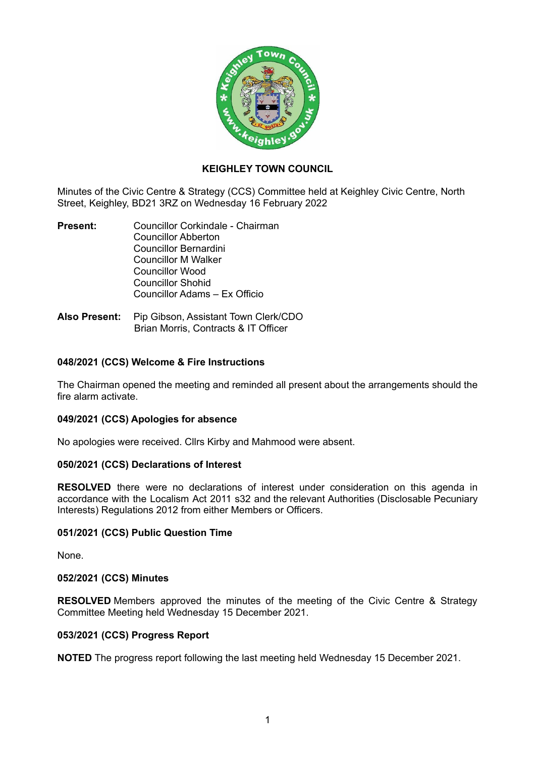# KEIGHLEY TOWN COUNCIL

Minutes of the Civic Centre & Strategy (CCS) Committee held at Keighley Civic Centre, North Street, Keighley, BD21 3RZ on Wednesday 16 February 2022

**Present:**
Councillor Corkindale - Chairman
Councillor Abberton
Councillor Bernardini
Councillor M Walker
Councillor Wood
Councillor Shohid
Councillor Adams – Ex Officio

**Also Present:**
Pip Gibson, Assistant Town Clerk/CDO
Brian Morris, Contracts & IT Officer

### 048/2021 (CCS) Welcome & Fire Instructions

The Chairman opened the meeting and reminded all present about the arrangements should the fire alarm activate.

### 049/2021 (CCS) Apologies for absence

No apologies were received. Cllrs Kirby and Mahmood were absent.

### 050/2021 (CCS) Declarations of Interest

**RESOLVED** there were no declarations of interest under consideration on this agenda in accordance with the Localism Act 2011 s32 and the relevant Authorities (Disclosable Pecuniary Interests) Regulations 2012 from either Members or Officers.

### 051/2021 (CCS) Public Question Time

None.

### 052/2021 (CCS) Minutes

**RESOLVED** Members approved the minutes of the meeting of the Civic Centre & Strategy Committee Meeting held Wednesday 15 December 2021.

### 053/2021 (CCS) Progress Report

**NOTED** The progress report following the last meeting held Wednesday 15 December 2021.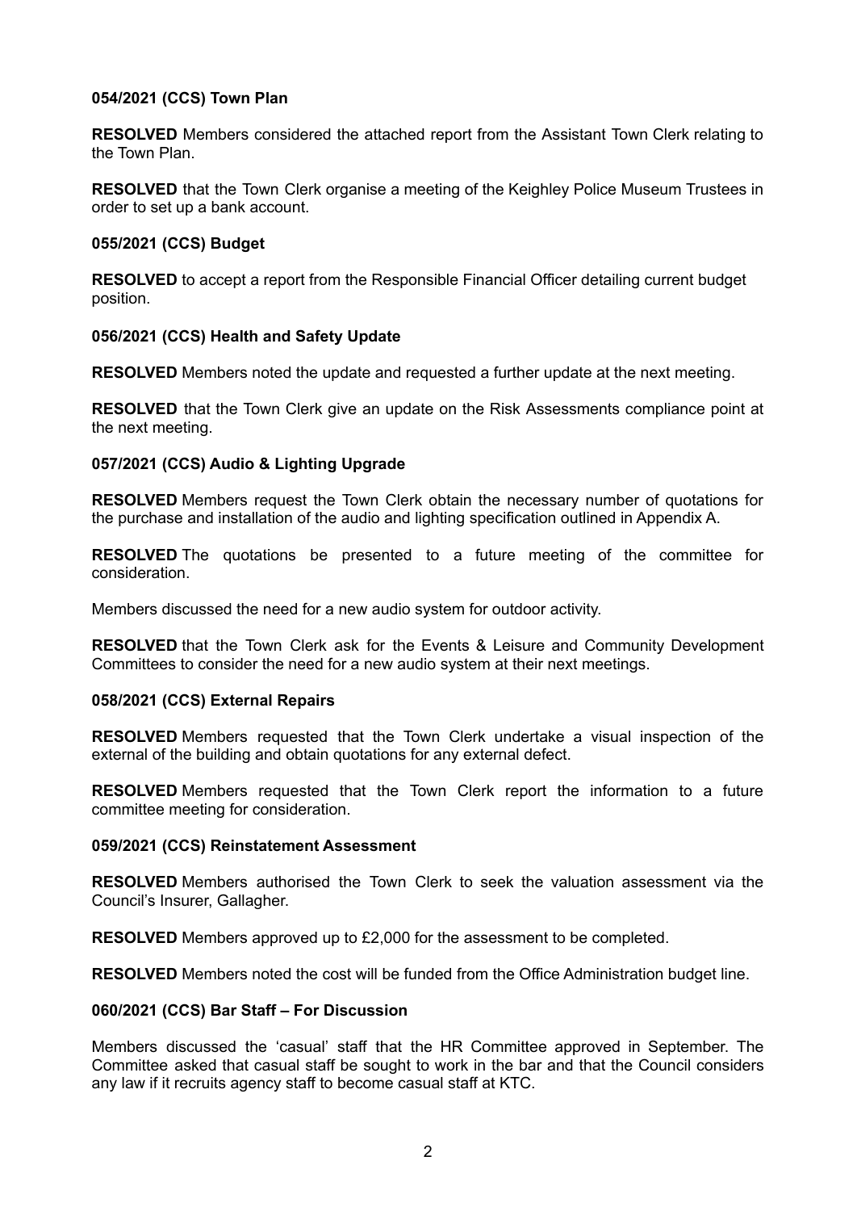**054/2021 (CCS) Town Plan**

**RESOLVED** Members considered the attached report from the Assistant Town Clerk relating to the Town Plan.

**RESOLVED** that the Town Clerk organise a meeting of the Keighley Police Museum Trustees in order to set up a bank account.

**055/2021 (CCS) Budget**

**RESOLVED** to accept a report from the Responsible Financial Officer detailing current budget position.

**056/2021 (CCS) Health and Safety Update**

**RESOLVED** Members noted the update and requested a further update at the next meeting.

**RESOLVED** that the Town Clerk give an update on the Risk Assessments compliance point at the next meeting.

**057/2021 (CCS) Audio & Lighting Upgrade**

**RESOLVED** Members request the Town Clerk obtain the necessary number of quotations for the purchase and installation of the audio and lighting specification outlined in Appendix A.

**RESOLVED** The quotations be presented to a future meeting of the committee for consideration.

Members discussed the need for a new audio system for outdoor activity.

**RESOLVED** that the Town Clerk ask for the Events & Leisure and Community Development Committees to consider the need for a new audio system at their next meetings.

**058/2021 (CCS) External Repairs**

**RESOLVED** Members requested that the Town Clerk undertake a visual inspection of the external of the building and obtain quotations for any external defect.

**RESOLVED** Members requested that the Town Clerk report the information to a future committee meeting for consideration.

**059/2021 (CCS) Reinstatement Assessment**

**RESOLVED** Members authorised the Town Clerk to seek the valuation assessment via the Council's Insurer, Gallagher.

**RESOLVED** Members approved up to £2,000 for the assessment to be completed.

**RESOLVED** Members noted the cost will be funded from the Office Administration budget line.

**060/2021 (CCS) Bar Staff – For Discussion**

Members discussed the 'casual' staff that the HR Committee approved in September. The Committee asked that casual staff be sought to work in the bar and that the Council considers any law if it recruits agency staff to become casual staff at KTC.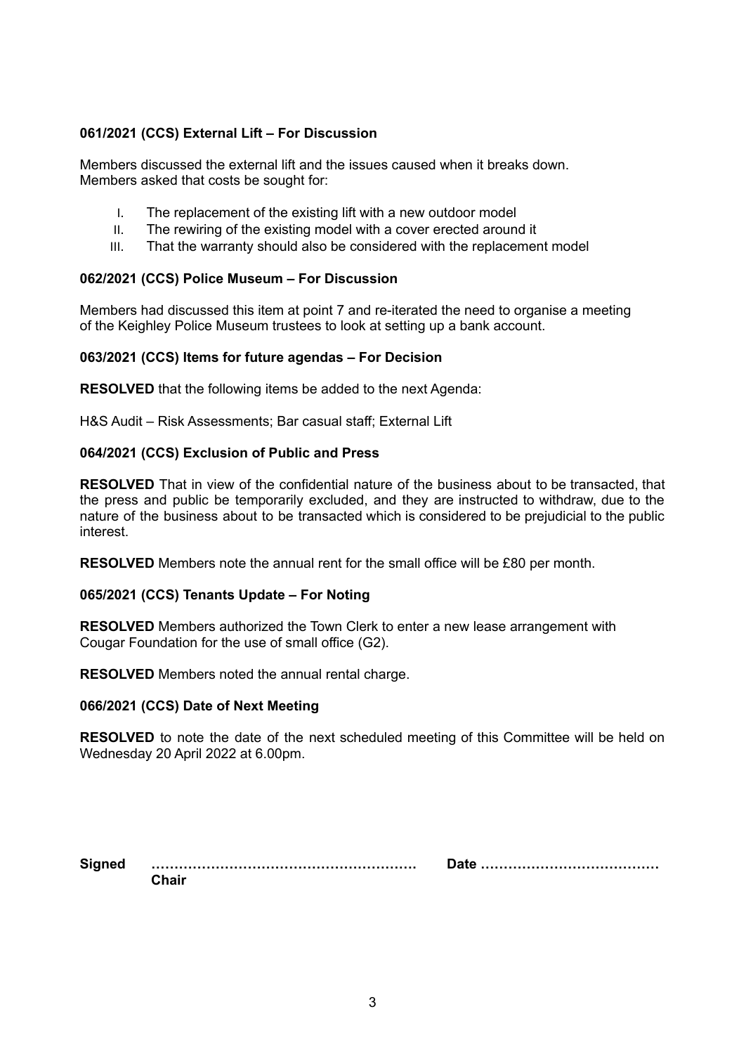**061/2021 (CCS) External Lift – For Discussion**

Members discussed the external lift and the issues caused when it breaks down. Members asked that costs be sought for:

I. The replacement of the existing lift with a new outdoor model
II. The rewiring of the existing model with a cover erected around it
III. That the warranty should also be considered with the replacement model

**062/2021 (CCS) Police Museum – For Discussion**

Members had discussed this item at point 7 and re-iterated the need to organise a meeting of the Keighley Police Museum trustees to look at setting up a bank account.

**063/2021 (CCS) Items for future agendas – For Decision**

**RESOLVED** that the following items be added to the next Agenda:

H&S Audit – Risk Assessments; Bar casual staff; External Lift

**064/2021 (CCS) Exclusion of Public and Press**

**RESOLVED** That in view of the confidential nature of the business about to be transacted, that the press and public be temporarily excluded, and they are instructed to withdraw, due to the nature of the business about to be transacted which is considered to be prejudicial to the public interest.

**RESOLVED** Members note the annual rent for the small office will be £80 per month.

**065/2021 (CCS) Tenants Update – For Noting**

**RESOLVED** Members authorized the Town Clerk to enter a new lease arrangement with Cougar Foundation for the use of small office (G2).

**RESOLVED** Members noted the annual rental charge.

**066/2021 (CCS) Date of Next Meeting**

**RESOLVED** to note the date of the next scheduled meeting of this Committee will be held on Wednesday 20 April 2022 at 6.00pm.

**Signed** ………………………………………………… **Date** ……………………………… 
**Chair**